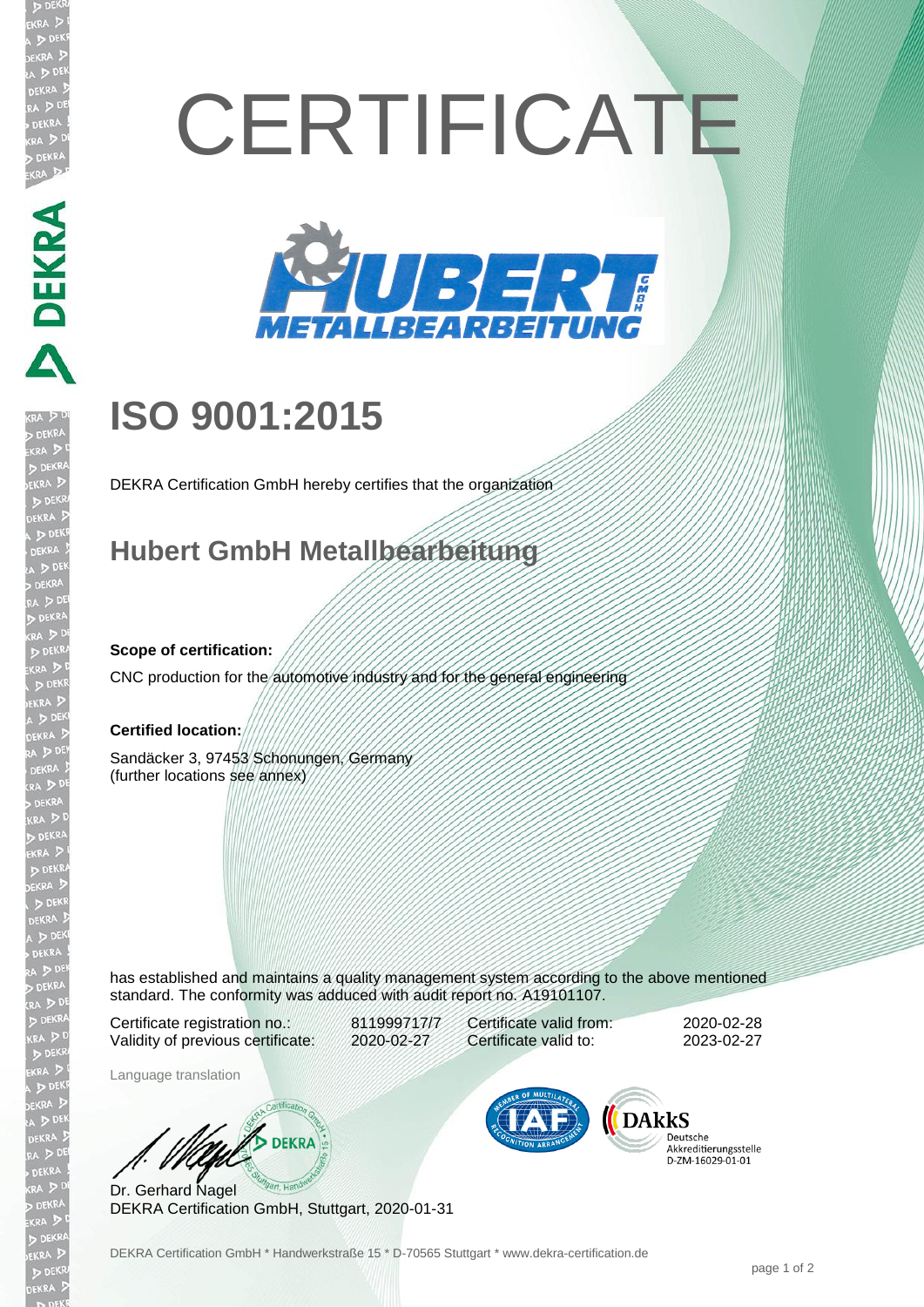# CERTIFICATE

HUBERT GMBH METALLBEARBEITUNG

## ISO 9001:2015

DEKRA Certification GmbH hereby certifies that the organization

## Hubert GmbH Metallbearbeitung

**Scope of certification:**

CNC production for the automotive industry and for the general engineering

**Certified location:**

Sandäcker 3, 97453 Schonungen, Germany
(further locations see annex)

has established and maintains a quality management system according to the above mentioned standard. The conformity was adduced with audit report no. A19101107.

| | | | |
|---|---|---|---|
| Certificate registration no.: | 811999717/7 | Certificate valid from: | 2020-02-28 |
| Validity of previous certificate: | 2020-02-27 | Certificate valid to: | 2023-02-27 |

Language translation

Dr. Gerhard Nagel
DEKRA Certification GmbH, Stuttgart, 2020-01-31

DAkkS Deutsche Akkreditierungsstelle D-ZM-16029-01-01

DEKRA Certification GmbH * Handwerkstraße 15 * D-70565 Stuttgart * www.dekra-certification.de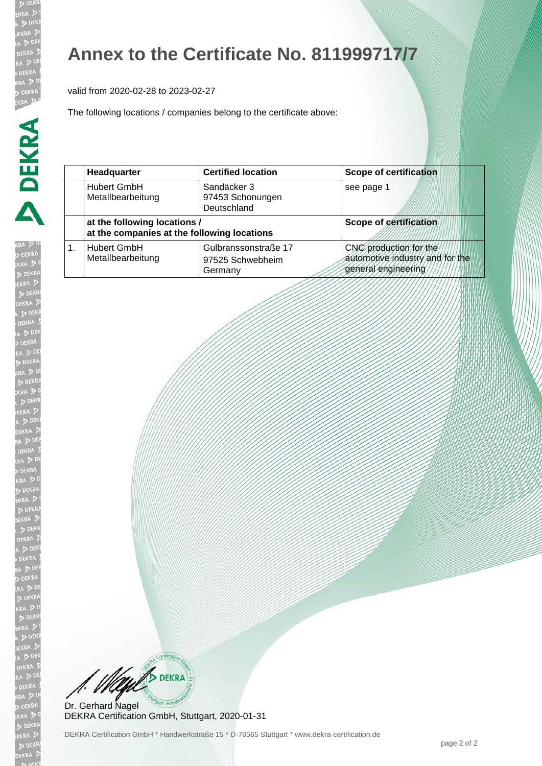# Annex to the Certificate No. 811999717/7

valid from 2020-02-28 to 2023-02-27

The following locations / companies belong to the certificate above:

| | Headquarter | Certified location | Scope of certification |
|---|---|---|---|
| | Hubert GmbH Metallbearbeitung | Sandäcker 3<br>97453 Schonungen<br>Deutschland | see page 1 |
| | **at the following locations / at the companies at the following locations** | | **Scope of certification** |
| 1. | Hubert GmbH Metallbearbeitung | Gulbranssonstraße 17<br>97525 Schwebheim<br>Germany | CNC production for the automotive industry and for the general engineering |

Dr. Gerhard Nagel
DEKRA Certification GmbH, Stuttgart, 2020-01-31

DEKRA Certification GmbH * Handwerkstraße 15 * D-70565 Stuttgart * www.dekra-certification.de